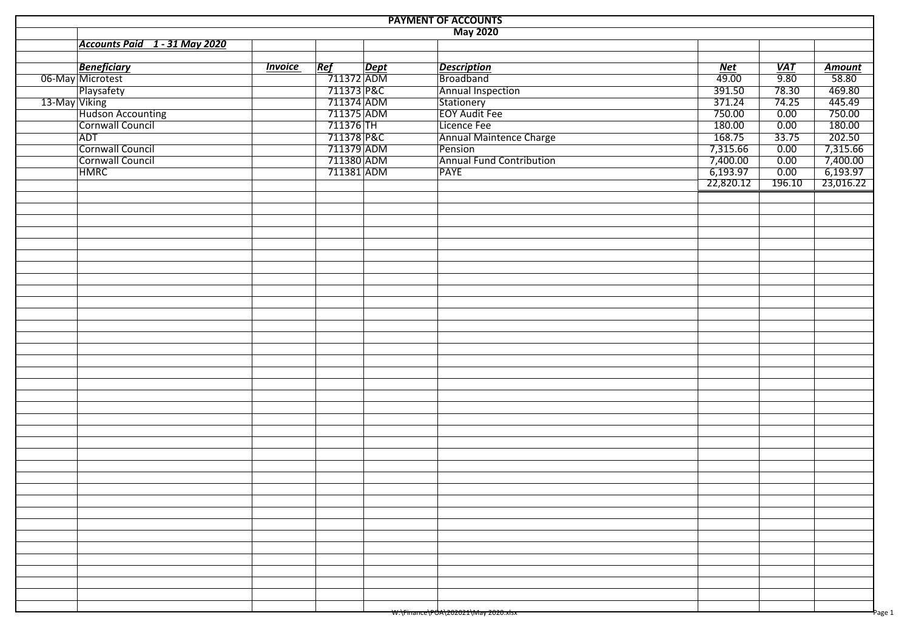# PAYMENT OF ACCOUNTS

## May 2020

***Accounts Paid 1 - 31 May 2020***

| | ***Beneficiary*** | ***Invoice*** | ***Ref*** | ***Dept*** | ***Description*** | ***Net*** | ***VAT*** | ***Amount*** |
|---|---|---|---|---|---|---|---|---|
| 06-May | Microtest | | 711372 | ADM | Broadband | 49.00 | 9.80 | 58.80 |
| | Playsafety | | 711373 | P&C | Annual Inspection | 391.50 | 78.30 | 469.80 |
| 13-May | Viking | | 711374 | ADM | Stationery | 371.24 | 74.25 | 445.49 |
| | Hudson Accounting | | 711375 | ADM | EOY Audit Fee | 750.00 | 0.00 | 750.00 |
| | Cornwall Council | | 711376 | TH | Licence Fee | 180.00 | 0.00 | 180.00 |
| | ADT | | 711378 | P&C | Annual Maintence Charge | 168.75 | 33.75 | 202.50 |
| | Cornwall Council | | 711379 | ADM | Pension | 7,315.66 | 0.00 | 7,315.66 |
| | Cornwall Council | | 711380 | ADM | Annual Fund Contribution | 7,400.00 | 0.00 | 7,400.00 |
| | HMRC | | 711381 | ADM | PAYE | 6,193.97 | 0.00 | 6,193.97 |
| | | | | | | 22,820.12 | 196.10 | 23,016.22 |

W:\Finance\POA\202021\May 2020.xlsx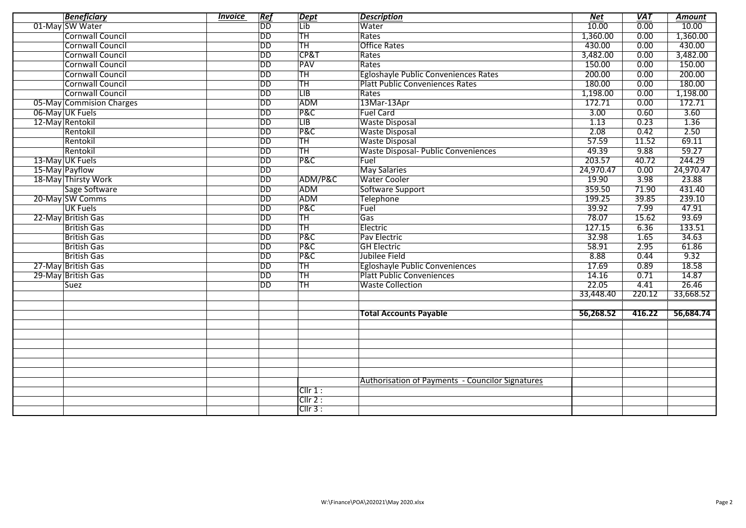| | Beneficiary | Invoice | Ref | Dept | Description | Net | VAT | Amount |
|---|---|---|---|---|---|---|---|---|
| 01-May | SW Water | | DD | Lib | Water | 10.00 | 0.00 | 10.00 |
| | Cornwall Council | | DD | TH | Rates | 1,360.00 | 0.00 | 1,360.00 |
| | Cornwall Council | | DD | TH | Office Rates | 430.00 | 0.00 | 430.00 |
| | Cornwall Council | | DD | CP&T | Rates | 3,482.00 | 0.00 | 3,482.00 |
| | Cornwall Council | | DD | PAV | Rates | 150.00 | 0.00 | 150.00 |
| | Cornwall Council | | DD | TH | Egloshayle Public Conveniences Rates | 200.00 | 0.00 | 200.00 |
| | Cornwall Council | | DD | TH | Platt Public Conveniences Rates | 180.00 | 0.00 | 180.00 |
| | Cornwall Council | | DD | LIB | Rates | 1,198.00 | 0.00 | 1,198.00 |
| 05-May | Commision Charges | | DD | ADM | 13Mar-13Apr | 172.71 | 0.00 | 172.71 |
| 06-May | UK Fuels | | DD | P&C | Fuel Card | 3.00 | 0.60 | 3.60 |
| 12-May | Rentokil | | DD | LIB | Waste Disposal | 1.13 | 0.23 | 1.36 |
| | Rentokil | | DD | P&C | Waste Disposal | 2.08 | 0.42 | 2.50 |
| | Rentokil | | DD | TH | Waste Disposal | 57.59 | 11.52 | 69.11 |
| | Rentokil | | DD | TH | Waste Disposal- Public Conveniences | 49.39 | 9.88 | 59.27 |
| 13-May | UK Fuels | | DD | P&C | Fuel | 203.57 | 40.72 | 244.29 |
| 15-May | Payflow | | DD | | May Salaries | 24,970.47 | 0.00 | 24,970.47 |
| 18-May | Thirsty Work | | DD | ADM/P&C | Water Cooler | 19.90 | 3.98 | 23.88 |
| | Sage Software | | DD | ADM | Software Support | 359.50 | 71.90 | 431.40 |
| 20-May | SW Comms | | DD | ADM | Telephone | 199.25 | 39.85 | 239.10 |
| | UK Fuels | | DD | P&C | Fuel | 39.92 | 7.99 | 47.91 |
| 22-May | British Gas | | DD | TH | Gas | 78.07 | 15.62 | 93.69 |
| | British Gas | | DD | TH | Electric | 127.15 | 6.36 | 133.51 |
| | British Gas | | DD | P&C | Pav Electric | 32.98 | 1.65 | 34.63 |
| | British Gas | | DD | P&C | GH Electric | 58.91 | 2.95 | 61.86 |
| | British Gas | | DD | P&C | Jubilee Field | 8.88 | 0.44 | 9.32 |
| 27-May | British Gas | | DD | TH | Egloshayle Public Conveniences | 17.69 | 0.89 | 18.58 |
| 29-May | British Gas | | DD | TH | Platt Public Conveniences | 14.16 | 0.71 | 14.87 |
| | Suez | | DD | TH | Waste Collection | 22.05 | 4.41 | 26.46 |
| | | | | | | 33,448.40 | 220.12 | 33,668.52 |
| | | | | | | | | |
| | | | | | **Total Accounts Payable** | **56,268.52** | **416.22** | **56,684.74** |
| | | | | | | | | |
| | | | | | Authorisation of Payments - Councilor Signatures | | | |
| | | | | Cllr 1 : | | | | |
| | | | | Cllr 2 : | | | | |
| | | | | Cllr 3 : | | | | |

W:\Finance\POA\202021\May 2020.xlsx